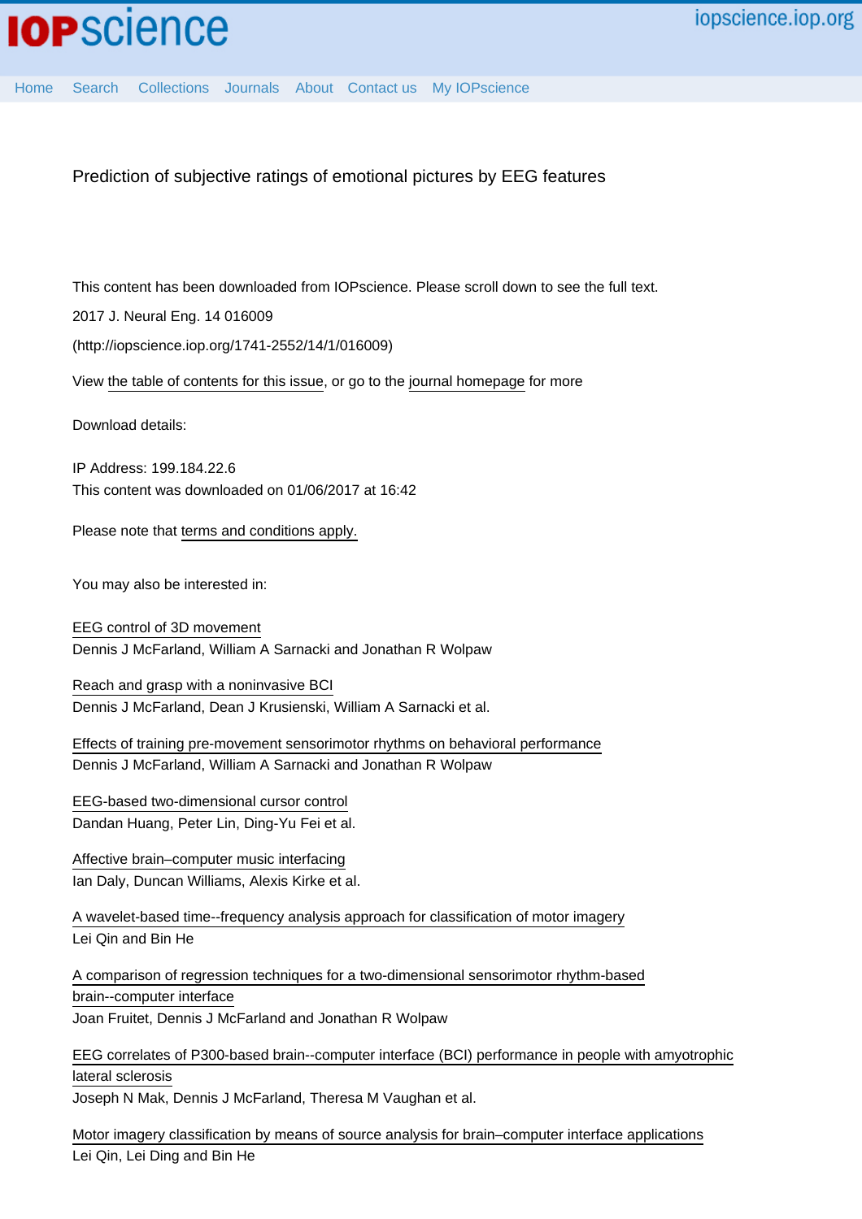# Prediction of subjective ratings of emotional pictures by EEG features

This content has been downloaded from IOPscience. Please scroll down to see the full text.

2017 J. Neural Eng. 14 016009

(http://iopscience.iop.org/1741-2552/14/1/016009)

View the table of contents for this issue, or go to the journal homepage for more

Download details:

IP Address: 199.184.22.6

This content was downloaded on 01/06/2017 at 16:42

Please note that terms and conditions apply.

You may also be interested in:

EEG control of 3D movement
Dennis J McFarland, William A Sarnacki and Jonathan R Wolpaw

Reach and grasp with a noninvasive BCI
Dennis J McFarland, Dean J Krusienski, William A Sarnacki et al.

Effects of training pre-movement sensorimotor rhythms on behavioral performance
Dennis J McFarland, William A Sarnacki and Jonathan R Wolpaw

EEG-based two-dimensional cursor control
Dandan Huang, Peter Lin, Ding-Yu Fei et al.

Affective brain–computer music interfacing
Ian Daly, Duncan Williams, Alexis Kirke et al.

A wavelet-based time--frequency analysis approach for classification of motor imagery
Lei Qin and Bin He

A comparison of regression techniques for a two-dimensional sensorimotor rhythm-based brain--computer interface
Joan Fruitet, Dennis J McFarland and Jonathan R Wolpaw

EEG correlates of P300-based brain--computer interface (BCI) performance in people with amyotrophic lateral sclerosis
Joseph N Mak, Dennis J McFarland, Theresa M Vaughan et al.

Motor imagery classification by means of source analysis for brain–computer interface applications
Lei Qin, Lei Ding and Bin He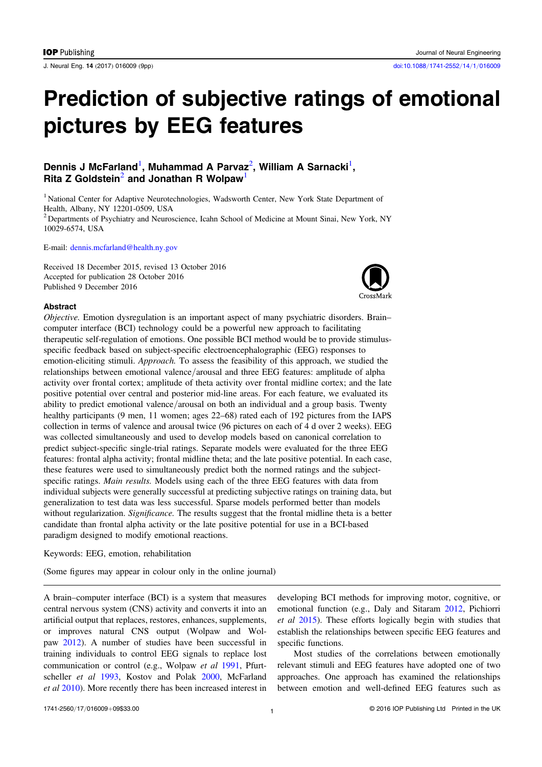# Prediction of subjective ratings of emotional pictures by EEG features

**Dennis J McFarland[1], Muhammad A Parvaz[2], William A Sarnacki[1], Rita Z Goldstein[2] and Jonathan R Wolpaw[1]**

[1] National Center for Adaptive Neurotechnologies, Wadsworth Center, New York State Department of Health, Albany, NY 12201-0509, USA

[2] Departments of Psychiatry and Neuroscience, Icahn School of Medicine at Mount Sinai, New York, NY 10029-6574, USA

E-mail: dennis.mcfarland@health.ny.gov

Received 18 December 2015, revised 13 October 2016
Accepted for publication 28 October 2016
Published 9 December 2016

### Abstract

*Objective.* Emotion dysregulation is an important aspect of many psychiatric disorders. Brain–computer interface (BCI) technology could be a powerful new approach to facilitating therapeutic self-regulation of emotions. One possible BCI method would be to provide stimulus-specific feedback based on subject-specific electroencephalographic (EEG) responses to emotion-eliciting stimuli. *Approach.* To assess the feasibility of this approach, we studied the relationships between emotional valence/arousal and three EEG features: amplitude of alpha activity over frontal cortex; amplitude of theta activity over frontal midline cortex; and the late positive potential over central and posterior mid-line areas. For each feature, we evaluated its ability to predict emotional valence/arousal on both an individual and a group basis. Twenty healthy participants (9 men, 11 women; ages 22–68) rated each of 192 pictures from the IAPS collection in terms of valence and arousal twice (96 pictures on each of 4 d over 2 weeks). EEG was collected simultaneously and used to develop models based on canonical correlation to predict subject-specific single-trial ratings. Separate models were evaluated for the three EEG features: frontal alpha activity; frontal midline theta; and the late positive potential. In each case, these features were used to simultaneously predict both the normed ratings and the subject-specific ratings. *Main results.* Models using each of the three EEG features with data from individual subjects were generally successful at predicting subjective ratings on training data, but generalization to test data was less successful. Sparse models performed better than models without regularization. *Significance.* The results suggest that the frontal midline theta is a better candidate than frontal alpha activity or the late positive potential for use in a BCI-based paradigm designed to modify emotional reactions.

Keywords: EEG, emotion, rehabilitation

(Some figures may appear in colour only in the online journal)

A brain–computer interface (BCI) is a system that measures central nervous system (CNS) activity and converts it into an artificial output that replaces, restores, enhances, supplements, or improves natural CNS output (Wolpaw and Wolpaw 2012). A number of studies have been successful in training individuals to control EEG signals to replace lost communication or control (e.g., Wolpaw *et al* 1991, Pfurtscheller *et al* 1993, Kostov and Polak 2000, McFarland *et al* 2010). More recently there has been increased interest in developing BCI methods for improving motor, cognitive, or emotional function (e.g., Daly and Sitaram 2012, Pichiorri *et al* 2015). These efforts logically begin with studies that establish the relationships between specific EEG features and specific functions.

Most studies of the correlations between emotionally relevant stimuli and EEG features have adopted one of two approaches. One approach has examined the relationships between emotion and well-defined EEG features such as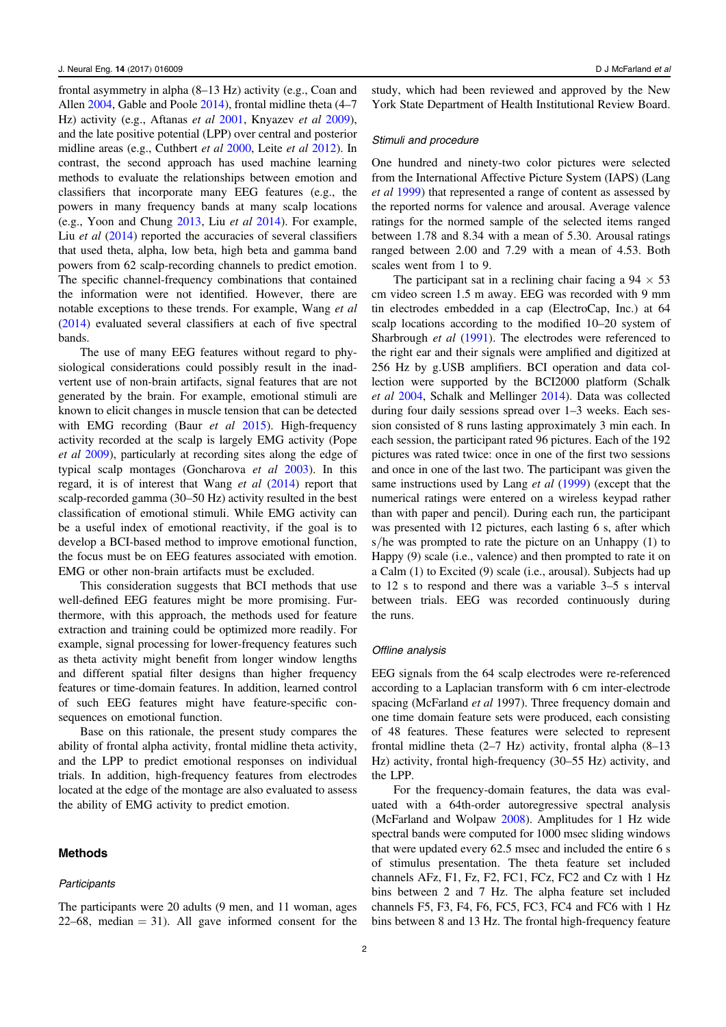frontal asymmetry in alpha (8–13 Hz) activity (e.g., Coan and Allen 2004, Gable and Poole 2014), frontal midline theta (4–7 Hz) activity (e.g., Aftanas *et al* 2001, Knyazev *et al* 2009), and the late positive potential (LPP) over central and posterior midline areas (e.g., Cuthbert *et al* 2000, Leite *et al* 2012). In contrast, the second approach has used machine learning methods to evaluate the relationships between emotion and classifiers that incorporate many EEG features (e.g., the powers in many frequency bands at many scalp locations (e.g., Yoon and Chung 2013, Liu *et al* 2014). For example, Liu *et al* (2014) reported the accuracies of several classifiers that used theta, alpha, low beta, high beta and gamma band powers from 62 scalp-recording channels to predict emotion. The specific channel-frequency combinations that contained the information were not identified. However, there are notable exceptions to these trends. For example, Wang *et al* (2014) evaluated several classifiers at each of five spectral bands.

The use of many EEG features without regard to physiological considerations could possibly result in the inadvertent use of non-brain artifacts, signal features that are not generated by the brain. For example, emotional stimuli are known to elicit changes in muscle tension that can be detected with EMG recording (Baur *et al* 2015). High-frequency activity recorded at the scalp is largely EMG activity (Pope *et al* 2009), particularly at recording sites along the edge of typical scalp montages (Goncharova *et al* 2003). In this regard, it is of interest that Wang *et al* (2014) report that scalp-recorded gamma (30–50 Hz) activity resulted in the best classification of emotional stimuli. While EMG activity can be a useful index of emotional reactivity, if the goal is to develop a BCI-based method to improve emotional function, the focus must be on EEG features associated with emotion. EMG or other non-brain artifacts must be excluded.

This consideration suggests that BCI methods that use well-defined EEG features might be more promising. Furthermore, with this approach, the methods used for feature extraction and training could be optimized more readily. For example, signal processing for lower-frequency features such as theta activity might benefit from longer window lengths and different spatial filter designs than higher frequency features or time-domain features. In addition, learned control of such EEG features might have feature-specific consequences on emotional function.

Base on this rationale, the present study compares the ability of frontal alpha activity, frontal midline theta activity, and the LPP to predict emotional responses on individual trials. In addition, high-frequency features from electrodes located at the edge of the montage are also evaluated to assess the ability of EMG activity to predict emotion.

## Methods

### Participants

The participants were 20 adults (9 men, and 11 woman, ages 22–68, median = 31). All gave informed consent for the study, which had been reviewed and approved by the New York State Department of Health Institutional Review Board.

### Stimuli and procedure

One hundred and ninety-two color pictures were selected from the International Affective Picture System (IAPS) (Lang *et al* 1999) that represented a range of content as assessed by the reported norms for valence and arousal. Average valence ratings for the normed sample of the selected items ranged between 1.78 and 8.34 with a mean of 5.30. Arousal ratings ranged between 2.00 and 7.29 with a mean of 4.53. Both scales went from 1 to 9.

The participant sat in a reclining chair facing a 94 × 53 cm video screen 1.5 m away. EEG was recorded with 9 mm tin electrodes embedded in a cap (ElectroCap, Inc.) at 64 scalp locations according to the modified 10–20 system of Sharbrough *et al* (1991). The electrodes were referenced to the right ear and their signals were amplified and digitized at 256 Hz by g.USB amplifiers. BCI operation and data collection were supported by the BCI2000 platform (Schalk *et al* 2004, Schalk and Mellinger 2014). Data was collected during four daily sessions spread over 1–3 weeks. Each session consisted of 8 runs lasting approximately 3 min each. In each session, the participant rated 96 pictures. Each of the 192 pictures was rated twice: once in one of the first two sessions and once in one of the last two. The participant was given the same instructions used by Lang *et al* (1999) (except that the numerical ratings were entered on a wireless keypad rather than with paper and pencil). During each run, the participant was presented with 12 pictures, each lasting 6 s, after which s/he was prompted to rate the picture on an Unhappy (1) to Happy (9) scale (i.e., valence) and then prompted to rate it on a Calm (1) to Excited (9) scale (i.e., arousal). Subjects had up to 12 s to respond and there was a variable 3–5 s interval between trials. EEG was recorded continuously during the runs.

### Offline analysis

EEG signals from the 64 scalp electrodes were re-referenced according to a Laplacian transform with 6 cm inter-electrode spacing (McFarland *et al* 1997). Three frequency domain and one time domain feature sets were produced, each consisting of 48 features. These features were selected to represent frontal midline theta (2–7 Hz) activity, frontal alpha (8–13 Hz) activity, frontal high-frequency (30–55 Hz) activity, and the LPP.

For the frequency-domain features, the data was evaluated with a 64th-order autoregressive spectral analysis (McFarland and Wolpaw 2008). Amplitudes for 1 Hz wide spectral bands were computed for 1000 msec sliding windows that were updated every 62.5 msec and included the entire 6 s of stimulus presentation. The theta feature set included channels AFz, F1, Fz, F2, FC1, FCz, FC2 and Cz with 1 Hz bins between 2 and 7 Hz. The alpha feature set included channels F5, F3, F4, F6, FC5, FC3, FC4 and FC6 with 1 Hz bins between 8 and 13 Hz. The frontal high-frequency feature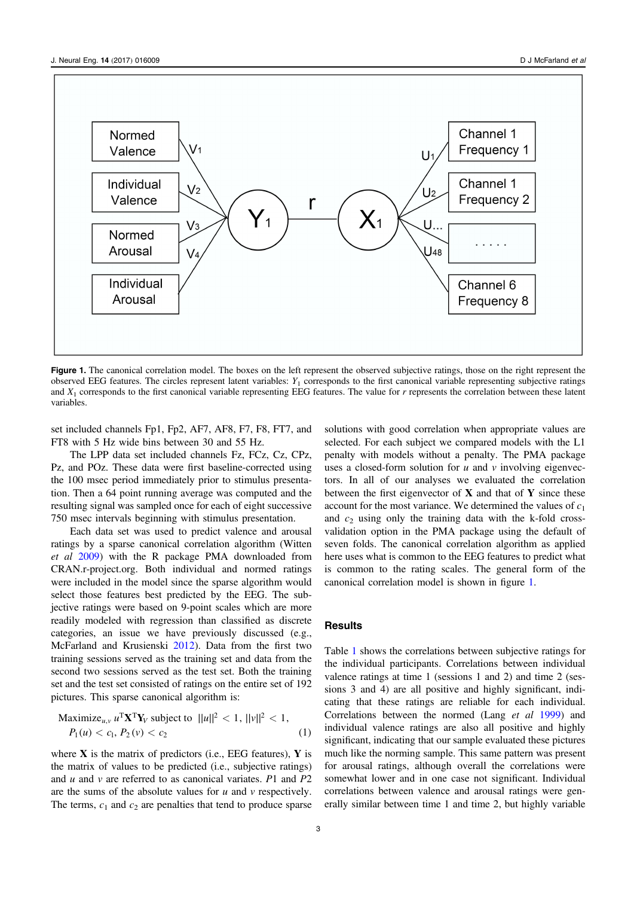**Figure 1.** The canonical correlation model. The boxes on the left represent the observed subjective ratings, those on the right represent the observed EEG features. The circles represent latent variables: $Y_1$ corresponds to the first canonical variable representing subjective ratings and $X_1$ corresponds to the first canonical variable representing EEG features. The value for $r$ represents the correlation between these latent variables.

set included channels Fp1, Fp2, AF7, AF8, F7, F8, FT7, and FT8 with 5 Hz wide bins between 30 and 55 Hz.

The LPP data set included channels Fz, FCz, Cz, CPz, Pz, and POz. These data were first baseline-corrected using the 100 msec period immediately prior to stimulus presentation. Then a 64 point running average was computed and the resulting signal was sampled once for each of eight successive 750 msec intervals beginning with stimulus presentation.

Each data set was used to predict valence and arousal ratings by a sparse canonical correlation algorithm (Witten *et al* 2009) with the R package PMA downloaded from CRAN.r-project.org. Both individual and normed ratings were included in the model since the sparse algorithm would select those features best predicted by the EEG. The subjective ratings were based on 9-point scales which are more readily modeled with regression than classified as discrete categories, an issue we have previously discussed (e.g., McFarland and Krusienski 2012). Data from the first two training sessions served as the training set and data from the second two sessions served as the test set. Both the training set and the test set consisted of ratings on the entire set of 192 pictures. This sparse canonical algorithm is:

$$\text{Maximize}_{u,v}\; u^{\mathrm{T}}\mathbf{X}^{\mathrm{T}}\mathbf{Y}_V \text{ subject to } \|u\|^2 < 1,\ \|v\|^2 < 1,\ P_1(u) < c_1,\ P_2(v) < c_2 \qquad (1)$$

where $\mathbf{X}$ is the matrix of predictors (i.e., EEG features), $\mathbf{Y}$ is the matrix of values to be predicted (i.e., subjective ratings) and $u$ and $v$ are referred to as canonical variates. $P1$ and $P2$ are the sums of the absolute values for $u$ and $v$ respectively. The terms, $c_1$ and $c_2$ are penalties that tend to produce sparse solutions with good correlation when appropriate values are selected. For each subject we compared models with the L1 penalty with models without a penalty. The PMA package uses a closed-form solution for $u$ and $v$ involving eigenvectors. In all of our analyses we evaluated the correlation between the first eigenvector of $\mathbf{X}$ and that of $\mathbf{Y}$ since these account for the most variance. We determined the values of $c_1$ and $c_2$ using only the training data with the k-fold cross-validation option in the PMA package using the default of seven folds. The canonical correlation algorithm as applied here uses what is common to the EEG features to predict what is common to the rating scales. The general form of the canonical correlation model is shown in figure 1.

## Results

Table 1 shows the correlations between subjective ratings for the individual participants. Correlations between individual valence ratings at time 1 (sessions 1 and 2) and time 2 (sessions 3 and 4) are all positive and highly significant, indicating that these ratings are reliable for each individual. Correlations between the normed (Lang *et al* 1999) and individual valence ratings are also all positive and highly significant, indicating that our sample evaluated these pictures much like the norming sample. This same pattern was present for arousal ratings, although overall the correlations were somewhat lower and in one case not significant. Individual correlations between valence and arousal ratings were generally similar between time 1 and time 2, but highly variable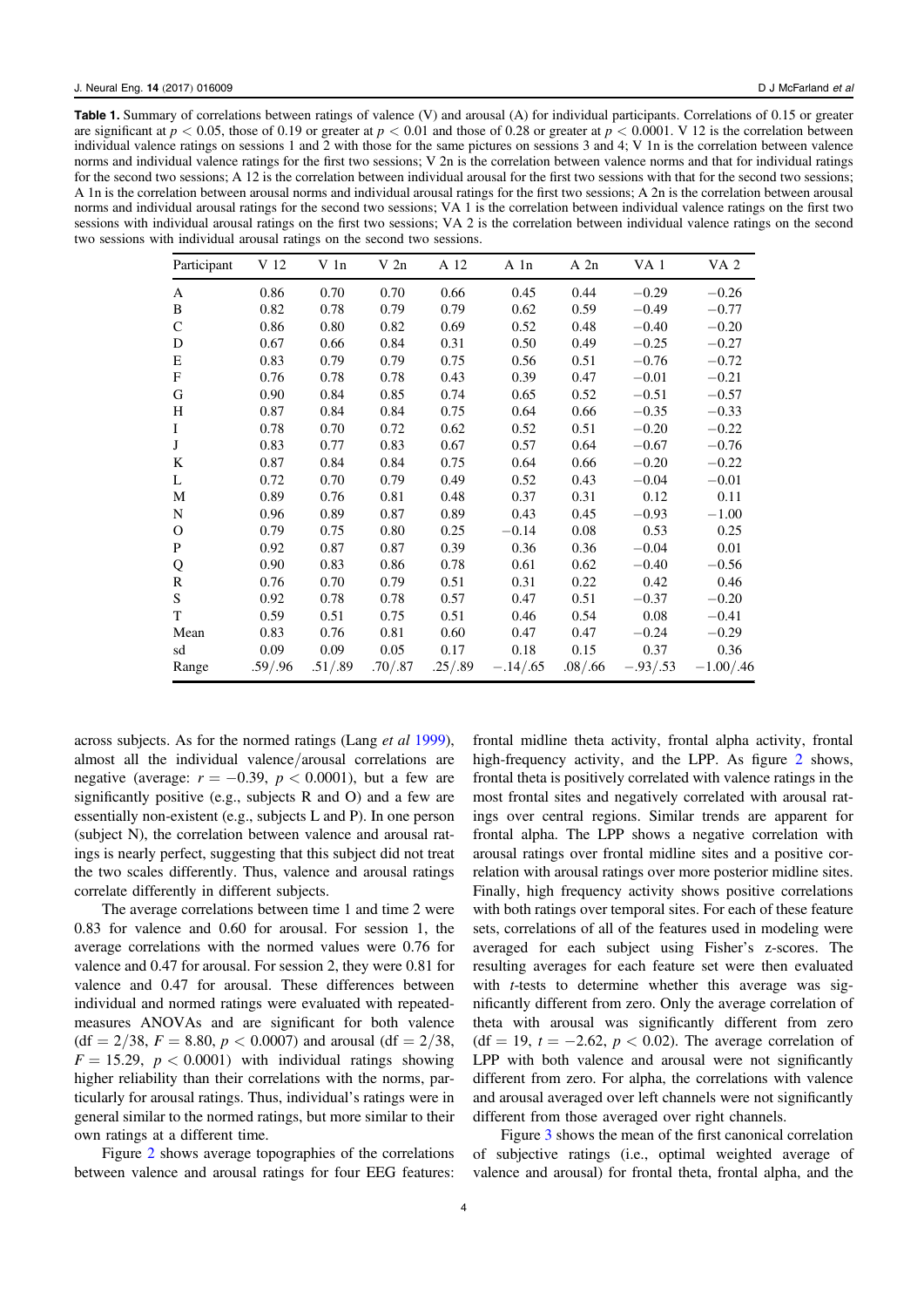**Table 1.** Summary of correlations between ratings of valence (V) and arousal (A) for individual participants. Correlations of 0.15 or greater are significant at $p < 0.05$, those of 0.19 or greater at $p < 0.01$ and those of 0.28 or greater at $p < 0.0001$. V 12 is the correlation between individual valence ratings on sessions 1 and 2 with those for the same pictures on sessions 3 and 4; V 1n is the correlation between valence norms and individual valence ratings for the first two sessions; V 2n is the correlation between valence norms and that for individual ratings for the second two sessions; A 12 is the correlation between individual arousal for the first two sessions with that for the second two sessions; A 1n is the correlation between arousal norms and individual arousal ratings for the first two sessions; A 2n is the correlation between arousal norms and individual arousal ratings for the second two sessions; VA 1 is the correlation between individual valence ratings on the first two sessions with individual arousal ratings on the first two sessions; VA 2 is the correlation between individual valence ratings on the second two sessions with individual arousal ratings on the second two sessions.

| Participant | V 12 | V 1n | V 2n | A 12 | A 1n | A 2n | VA 1 | VA 2 |
|---|---|---|---|---|---|---|---|---|
| A | 0.86 | 0.70 | 0.70 | 0.66 | 0.45 | 0.44 | −0.29 | −0.26 |
| B | 0.82 | 0.78 | 0.79 | 0.79 | 0.62 | 0.59 | −0.49 | −0.77 |
| C | 0.86 | 0.80 | 0.82 | 0.69 | 0.52 | 0.48 | −0.40 | −0.20 |
| D | 0.67 | 0.66 | 0.84 | 0.31 | 0.50 | 0.49 | −0.25 | −0.27 |
| E | 0.83 | 0.79 | 0.79 | 0.75 | 0.56 | 0.51 | −0.76 | −0.72 |
| F | 0.76 | 0.78 | 0.78 | 0.43 | 0.39 | 0.47 | −0.01 | −0.21 |
| G | 0.90 | 0.84 | 0.85 | 0.74 | 0.65 | 0.52 | −0.51 | −0.57 |
| H | 0.87 | 0.84 | 0.84 | 0.75 | 0.64 | 0.66 | −0.35 | −0.33 |
| I | 0.78 | 0.70 | 0.72 | 0.62 | 0.52 | 0.51 | −0.20 | −0.22 |
| J | 0.83 | 0.77 | 0.83 | 0.67 | 0.57 | 0.64 | −0.67 | −0.76 |
| K | 0.87 | 0.84 | 0.84 | 0.75 | 0.64 | 0.66 | −0.20 | −0.22 |
| L | 0.72 | 0.70 | 0.79 | 0.49 | 0.52 | 0.43 | −0.04 | −0.01 |
| M | 0.89 | 0.76 | 0.81 | 0.48 | 0.37 | 0.31 | 0.12 | 0.11 |
| N | 0.96 | 0.89 | 0.87 | 0.89 | 0.43 | 0.45 | −0.93 | −1.00 |
| O | 0.79 | 0.75 | 0.80 | 0.25 | −0.14 | 0.08 | 0.53 | 0.25 |
| P | 0.92 | 0.87 | 0.87 | 0.39 | 0.36 | 0.36 | −0.04 | 0.01 |
| Q | 0.90 | 0.83 | 0.86 | 0.78 | 0.61 | 0.62 | −0.40 | −0.56 |
| R | 0.76 | 0.70 | 0.79 | 0.51 | 0.31 | 0.22 | 0.42 | 0.46 |
| S | 0.92 | 0.78 | 0.78 | 0.57 | 0.47 | 0.51 | −0.37 | −0.20 |
| T | 0.59 | 0.51 | 0.75 | 0.51 | 0.46 | 0.54 | 0.08 | −0.41 |
| Mean | 0.83 | 0.76 | 0.81 | 0.60 | 0.47 | 0.47 | −0.24 | −0.29 |
| sd | 0.09 | 0.09 | 0.05 | 0.17 | 0.18 | 0.15 | 0.37 | 0.36 |
| Range | .59/.96 | .51/.89 | .70/.87 | .25/.89 | −.14/.65 | .08/.66 | −.93/.53 | −1.00/.46 |

across subjects. As for the normed ratings (Lang *et al* 1999), almost all the individual valence/arousal correlations are negative (average: $r = -0.39$, $p < 0.0001$), but a few are significantly positive (e.g., subjects R and O) and a few are essentially non-existent (e.g., subjects L and P). In one person (subject N), the correlation between valence and arousal ratings is nearly perfect, suggesting that this subject did not treat the two scales differently. Thus, valence and arousal ratings correlate differently in different subjects.

The average correlations between time 1 and time 2 were 0.83 for valence and 0.60 for arousal. For session 1, the average correlations with the normed values were 0.76 for valence and 0.47 for arousal. For session 2, they were 0.81 for valence and 0.47 for arousal. These differences between individual and normed ratings were evaluated with repeated-measures ANOVAs and are significant for both valence ($df = 2/38$, $F = 8.80$, $p < 0.0007$) and arousal ($df = 2/38$, $F = 15.29$, $p < 0.0001$) with individual ratings showing higher reliability than their correlations with the norms, particularly for arousal ratings. Thus, individual's ratings were in general similar to the normed ratings, but more similar to their own ratings at a different time.

Figure 2 shows average topographies of the correlations between valence and arousal ratings for four EEG features: frontal midline theta activity, frontal alpha activity, frontal high-frequency activity, and the LPP. As figure 2 shows, frontal theta is positively correlated with valence ratings in the most frontal sites and negatively correlated with arousal ratings over central regions. Similar trends are apparent for frontal alpha. The LPP shows a negative correlation with arousal ratings over frontal midline sites and a positive correlation with arousal ratings over more posterior midline sites. Finally, high frequency activity shows positive correlations with both ratings over temporal sites. For each of these feature sets, correlations of all of the features used in modeling were averaged for each subject using Fisher's z-scores. The resulting averages for each feature set were then evaluated with *t*-tests to determine whether this average was significantly different from zero. Only the average correlation of theta with arousal was significantly different from zero ($df = 19$, $t = -2.62$, $p < 0.02$). The average correlation of LPP with both valence and arousal were not significantly different from zero. For alpha, the correlations with valence and arousal averaged over left channels were not significantly different from those averaged over right channels.

Figure 3 shows the mean of the first canonical correlation of subjective ratings (i.e., optimal weighted average of valence and arousal) for frontal theta, frontal alpha, and the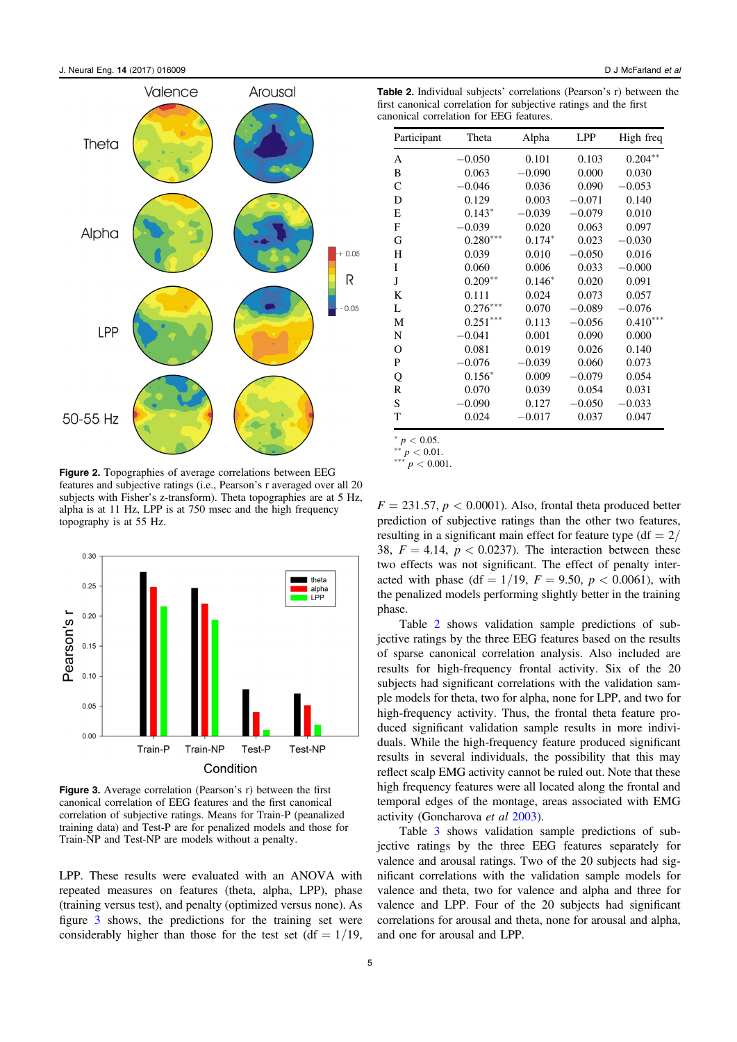**Figure 2.** Topographies of average correlations between EEG features and subjective ratings (i.e., Pearson's r averaged over all 20 subjects with Fisher's z-transform). Theta topographies are at 5 Hz, alpha is at 11 Hz, LPP is at 750 msec and the high frequency topography is at 55 Hz.

**Figure 3.** Average correlation (Pearson's r) between the first canonical correlation of EEG features and the first canonical correlation of subjective ratings. Means for Train-P (peanalized training data) and Test-P are for penalized models and those for Train-NP and Test-NP are models without a penalty.

LPP. These results were evaluated with an ANOVA with repeated measures on features (theta, alpha, LPP), phase (training versus test), and penalty (optimized versus none). As figure 3 shows, the predictions for the training set were considerably higher than those for the test set (df = 1/19, $F = 231.57$, $p < 0.0001$). Also, frontal theta produced better prediction of subjective ratings than the other two features, resulting in a significant main effect for feature type (df = 2/38, $F = 4.14$, $p < 0.0237$). The interaction between these two effects was not significant. The effect of penalty interacted with phase (df = 1/19, $F = 9.50$, $p < 0.0061$), with the penalized models performing slightly better in the training phase.

**Table 2.** Individual subjects' correlations (Pearson's r) between the first canonical correlation for subjective ratings and the first canonical correlation for EEG features.

| Participant | Theta | Alpha | LPP | High freq |
|---|---|---|---|---|
| A | −0.050 | 0.101 | 0.103 | 0.204** |
| B | 0.063 | −0.090 | 0.000 | 0.030 |
| C | −0.046 | 0.036 | 0.090 | −0.053 |
| D | 0.129 | 0.003 | −0.071 | 0.140 |
| E | 0.143* | −0.039 | −0.079 | 0.010 |
| F | −0.039 | 0.020 | 0.063 | 0.097 |
| G | 0.280*** | 0.174* | 0.023 | −0.030 |
| H | 0.039 | 0.010 | −0.050 | 0.016 |
| I | 0.060 | 0.006 | 0.033 | −0.000 |
| J | 0.209** | 0.146* | 0.020 | 0.091 |
| K | 0.111 | 0.024 | 0.073 | 0.057 |
| L | 0.276*** | 0.070 | −0.089 | −0.076 |
| M | 0.251*** | 0.113 | −0.056 | 0.410*** |
| N | −0.041 | 0.001 | 0.090 | 0.000 |
| O | 0.081 | 0.019 | 0.026 | 0.140 |
| P | −0.076 | −0.039 | 0.060 | 0.073 |
| Q | 0.156* | 0.009 | −0.079 | 0.054 |
| R | 0.070 | 0.039 | 0.054 | 0.031 |
| S | −0.090 | 0.127 | −0.050 | −0.033 |
| T | 0.024 | −0.017 | 0.037 | 0.047 |

\* $p < 0.05$.
\*\* $p < 0.01$.
\*\*\* $p < 0.001$.

Table 2 shows validation sample predictions of subjective ratings by the three EEG features based on the results of sparse canonical correlation analysis. Also included are results for high-frequency frontal activity. Six of the 20 subjects had significant correlations with the validation sample models for theta, two for alpha, none for LPP, and two for high-frequency activity. Thus, the frontal theta feature produced significant validation sample results in more individuals. While the high-frequency feature produced significant results in several individuals, the possibility that this may reflect scalp EMG activity cannot be ruled out. Note that these high frequency features were all located along the frontal and temporal edges of the montage, areas associated with EMG activity (Goncharova *et al* 2003).

Table 3 shows validation sample predictions of subjective ratings by the three EEG features separately for valence and arousal ratings. Two of the 20 subjects had significant correlations with the validation sample models for valence and theta, two for valence and alpha and three for valence and LPP. Four of the 20 subjects had significant correlations for arousal and theta, none for arousal and alpha, and one for arousal and LPP.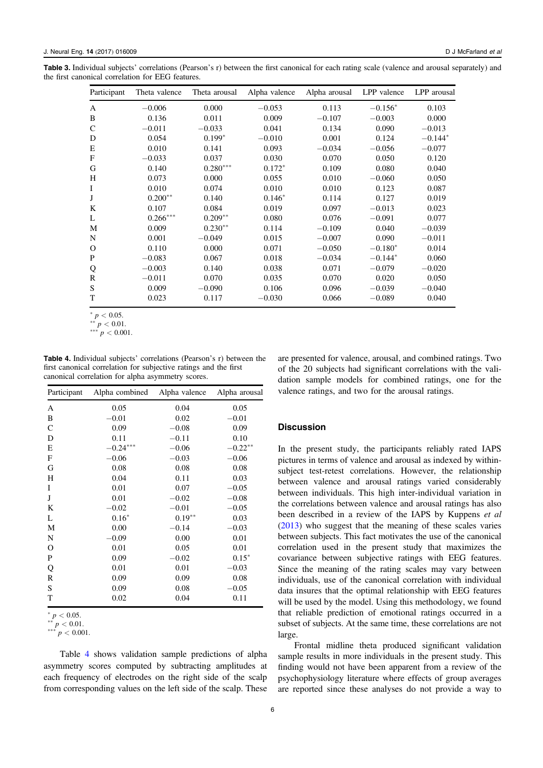**Table 3.** Individual subjects' correlations (Pearson's r) between the first canonical for each rating scale (valence and arousal separately) and the first canonical correlation for EEG features.

| Participant | Theta valence | Theta arousal | Alpha valence | Alpha arousal | LPP valence | LPP arousal |
|---|---|---|---|---|---|---|
| A | −0.006 | 0.000 | −0.053 | 0.113 | −0.156* | 0.103 |
| B | 0.136 | 0.011 | 0.009 | −0.107 | −0.003 | 0.000 |
| C | −0.011 | −0.033 | 0.041 | 0.134 | 0.090 | −0.013 |
| D | 0.054 | 0.199* | −0.010 | 0.001 | 0.124 | −0.144* |
| E | 0.010 | 0.141 | 0.093 | −0.034 | −0.056 | −0.077 |
| F | −0.033 | 0.037 | 0.030 | 0.070 | 0.050 | 0.120 |
| G | 0.140 | 0.280*** | 0.172* | 0.109 | 0.080 | 0.040 |
| H | 0.073 | 0.000 | 0.055 | 0.010 | −0.060 | 0.050 |
| I | 0.010 | 0.074 | 0.010 | 0.010 | 0.123 | 0.087 |
| J | 0.200** | 0.140 | 0.146* | 0.114 | 0.127 | 0.019 |
| K | 0.107 | 0.084 | 0.019 | 0.097 | −0.013 | 0.023 |
| L | 0.266*** | 0.209** | 0.080 | 0.076 | −0.091 | 0.077 |
| M | 0.009 | 0.230** | 0.114 | −0.109 | 0.040 | −0.039 |
| N | 0.001 | −0.049 | 0.015 | −0.007 | 0.090 | −0.011 |
| O | 0.110 | 0.000 | 0.071 | −0.050 | −0.180* | 0.014 |
| P | −0.083 | 0.067 | 0.018 | −0.034 | −0.144* | 0.060 |
| Q | −0.003 | 0.140 | 0.038 | 0.071 | −0.079 | −0.020 |
| R | −0.011 | 0.070 | 0.035 | 0.070 | 0.020 | 0.050 |
| S | 0.009 | −0.090 | 0.106 | 0.096 | −0.039 | −0.040 |
| T | 0.023 | 0.117 | −0.030 | 0.066 | −0.089 | 0.040 |

* $p < 0.05$.
** $p < 0.01$.
*** $p < 0.001$.

**Table 4.** Individual subjects' correlations (Pearson's r) between the first canonical correlation for subjective ratings and the first canonical correlation for alpha asymmetry scores.

| Participant | Alpha combined | Alpha valence | Alpha arousal |
|---|---|---|---|
| A | 0.05 | 0.04 | 0.05 |
| B | −0.01 | 0.02 | −0.01 |
| C | 0.09 | −0.08 | 0.09 |
| D | 0.11 | −0.11 | 0.10 |
| E | −0.24*** | −0.06 | −0.22** |
| F | −0.06 | −0.03 | −0.06 |
| G | 0.08 | 0.08 | 0.08 |
| H | 0.04 | 0.11 | 0.03 |
| I | 0.01 | 0.07 | −0.05 |
| J | 0.01 | −0.02 | −0.08 |
| K | −0.02 | −0.01 | −0.05 |
| L | 0.16* | 0.19** | 0.03 |
| M | 0.00 | −0.14 | −0.03 |
| N | −0.09 | 0.00 | 0.01 |
| O | 0.01 | 0.05 | 0.01 |
| P | 0.09 | −0.02 | 0.15* |
| Q | 0.01 | 0.01 | −0.03 |
| R | 0.09 | 0.09 | 0.08 |
| S | 0.09 | 0.08 | −0.05 |
| T | 0.02 | 0.04 | 0.11 |

* $p < 0.05$.
** $p < 0.01$.
*** $p < 0.001$.

Table 4 shows validation sample predictions of alpha asymmetry scores computed by subtracting amplitudes at each frequency of electrodes on the right side of the scalp from corresponding values on the left side of the scalp. These are presented for valence, arousal, and combined ratings. Two of the 20 subjects had significant correlations with the validation sample models for combined ratings, one for the valence ratings, and two for the arousal ratings.

## Discussion

In the present study, the participants reliably rated IAPS pictures in terms of valence and arousal as indexed by within-subject test-retest correlations. However, the relationship between valence and arousal ratings varied considerably between individuals. This high inter-individual variation in the correlations between valence and arousal ratings has also been described in a review of the IAPS by Kuppens *et al* (2013) who suggest that the meaning of these scales varies between subjects. This fact motivates the use of the canonical correlation used in the present study that maximizes the covariance between subjective ratings with EEG features. Since the meaning of the rating scales may vary between individuals, use of the canonical correlation with individual data insures that the optimal relationship with EEG features will be used by the model. Using this methodology, we found that reliable prediction of emotional ratings occurred in a subset of subjects. At the same time, these correlations are not large.

Frontal midline theta produced significant validation sample results in more individuals in the present study. This finding would not have been apparent from a review of the psychophysiology literature where effects of group averages are reported since these analyses do not provide a way to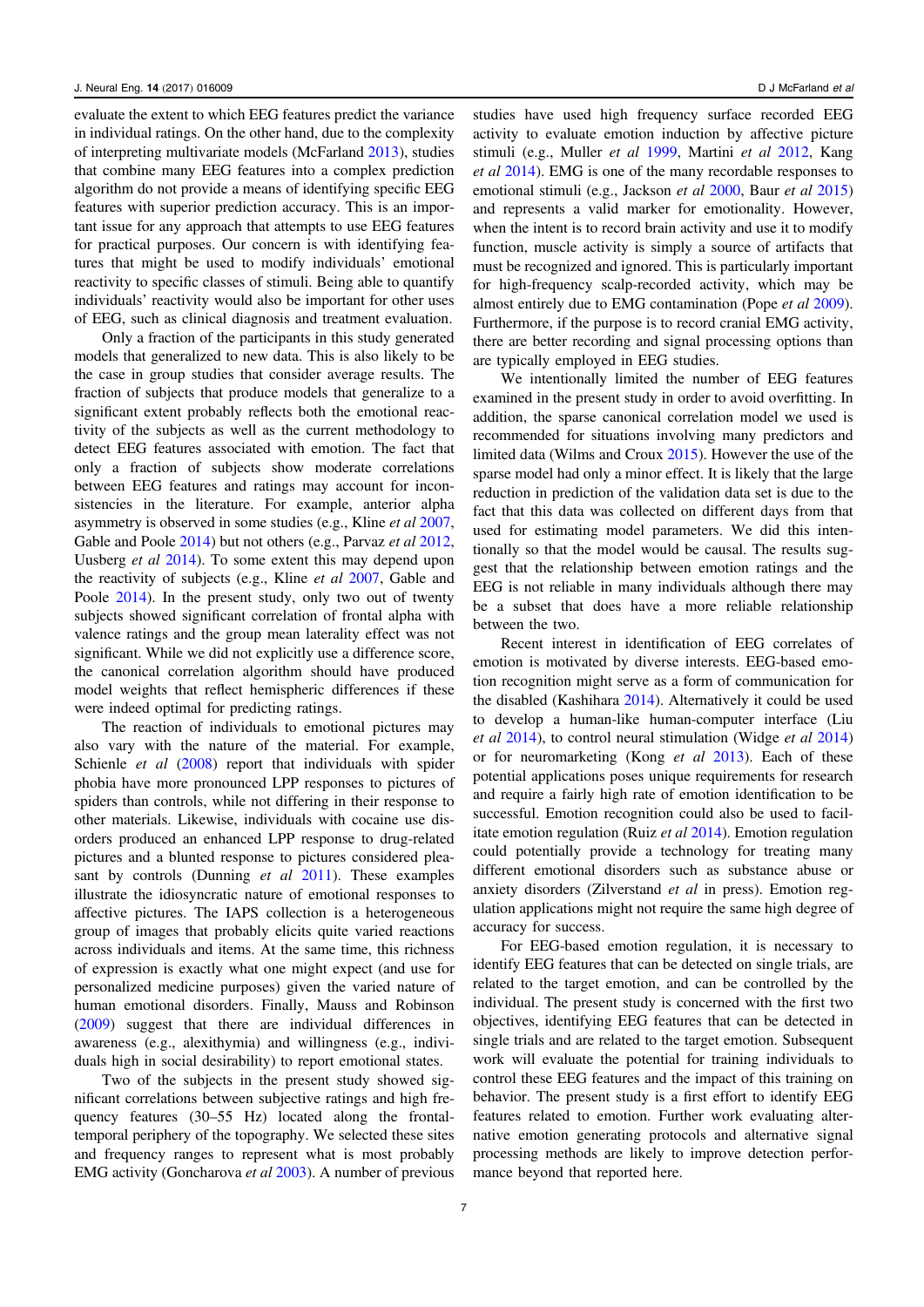evaluate the extent to which EEG features predict the variance in individual ratings. On the other hand, due to the complexity of interpreting multivariate models (McFarland 2013), studies that combine many EEG features into a complex prediction algorithm do not provide a means of identifying specific EEG features with superior prediction accuracy. This is an important issue for any approach that attempts to use EEG features for practical purposes. Our concern is with identifying features that might be used to modify individuals' emotional reactivity to specific classes of stimuli. Being able to quantify individuals' reactivity would also be important for other uses of EEG, such as clinical diagnosis and treatment evaluation.

Only a fraction of the participants in this study generated models that generalized to new data. This is also likely to be the case in group studies that consider average results. The fraction of subjects that produce models that generalize to a significant extent probably reflects both the emotional reactivity of the subjects as well as the current methodology to detect EEG features associated with emotion. The fact that only a fraction of subjects show moderate correlations between EEG features and ratings may account for inconsistencies in the literature. For example, anterior alpha asymmetry is observed in some studies (e.g., Kline *et al* 2007, Gable and Poole 2014) but not others (e.g., Parvaz *et al* 2012, Uusberg *et al* 2014). To some extent this may depend upon the reactivity of subjects (e.g., Kline *et al* 2007, Gable and Poole 2014). In the present study, only two out of twenty subjects showed significant correlation of frontal alpha with valence ratings and the group mean laterality effect was not significant. While we did not explicitly use a difference score, the canonical correlation algorithm should have produced model weights that reflect hemispheric differences if these were indeed optimal for predicting ratings.

The reaction of individuals to emotional pictures may also vary with the nature of the material. For example, Schienle *et al* (2008) report that individuals with spider phobia have more pronounced LPP responses to pictures of spiders than controls, while not differing in their response to other materials. Likewise, individuals with cocaine use disorders produced an enhanced LPP response to drug-related pictures and a blunted response to pictures considered pleasant by controls (Dunning *et al* 2011). These examples illustrate the idiosyncratic nature of emotional responses to affective pictures. The IAPS collection is a heterogeneous group of images that probably elicits quite varied reactions across individuals and items. At the same time, this richness of expression is exactly what one might expect (and use for personalized medicine purposes) given the varied nature of human emotional disorders. Finally, Mauss and Robinson (2009) suggest that there are individual differences in awareness (e.g., alexithymia) and willingness (e.g., individuals high in social desirability) to report emotional states.

Two of the subjects in the present study showed significant correlations between subjective ratings and high frequency features (30–55 Hz) located along the frontal-temporal periphery of the topography. We selected these sites and frequency ranges to represent what is most probably EMG activity (Goncharova *et al* 2003). A number of previous studies have used high frequency surface recorded EEG activity to evaluate emotion induction by affective picture stimuli (e.g., Muller *et al* 1999, Martini *et al* 2012, Kang *et al* 2014). EMG is one of the many recordable responses to emotional stimuli (e.g., Jackson *et al* 2000, Baur *et al* 2015) and represents a valid marker for emotionality. However, when the intent is to record brain activity and use it to modify function, muscle activity is simply a source of artifacts that must be recognized and ignored. This is particularly important for high-frequency scalp-recorded activity, which may be almost entirely due to EMG contamination (Pope *et al* 2009). Furthermore, if the purpose is to record cranial EMG activity, there are better recording and signal processing options than are typically employed in EEG studies.

We intentionally limited the number of EEG features examined in the present study in order to avoid overfitting. In addition, the sparse canonical correlation model we used is recommended for situations involving many predictors and limited data (Wilms and Croux 2015). However the use of the sparse model had only a minor effect. It is likely that the large reduction in prediction of the validation data set is due to the fact that this data was collected on different days from that used for estimating model parameters. We did this intentionally so that the model would be causal. The results suggest that the relationship between emotion ratings and the EEG is not reliable in many individuals although there may be a subset that does have a more reliable relationship between the two.

Recent interest in identification of EEG correlates of emotion is motivated by diverse interests. EEG-based emotion recognition might serve as a form of communication for the disabled (Kashihara 2014). Alternatively it could be used to develop a human-like human-computer interface (Liu *et al* 2014), to control neural stimulation (Widge *et al* 2014) or for neuromarketing (Kong *et al* 2013). Each of these potential applications poses unique requirements for research and require a fairly high rate of emotion identification to be successful. Emotion recognition could also be used to facilitate emotion regulation (Ruiz *et al* 2014). Emotion regulation could potentially provide a technology for treating many different emotional disorders such as substance abuse or anxiety disorders (Zilverstand *et al* in press). Emotion regulation applications might not require the same high degree of accuracy for success.

For EEG-based emotion regulation, it is necessary to identify EEG features that can be detected on single trials, are related to the target emotion, and can be controlled by the individual. The present study is concerned with the first two objectives, identifying EEG features that can be detected in single trials and are related to the target emotion. Subsequent work will evaluate the potential for training individuals to control these EEG features and the impact of this training on behavior. The present study is a first effort to identify EEG features related to emotion. Further work evaluating alternative emotion generating protocols and alternative signal processing methods are likely to improve detection performance beyond that reported here.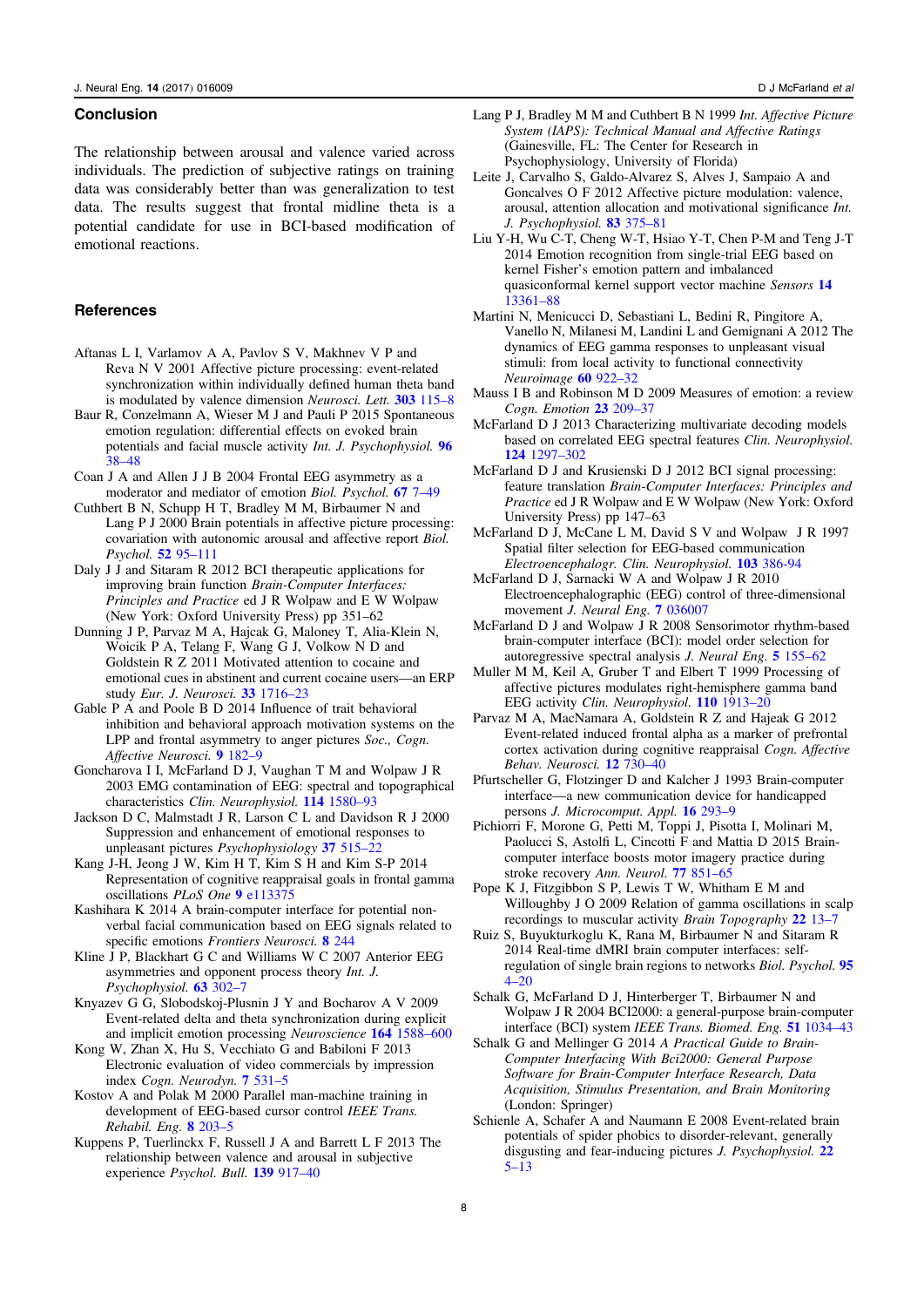## Conclusion

The relationship between arousal and valence varied across individuals. The prediction of subjective ratings on training data was considerably better than was generalization to test data. The results suggest that frontal midline theta is a potential candidate for use in BCI-based modification of emotional reactions.

## References

Aftanas L I, Varlamov A A, Pavlov S V, Makhnev V P and Reva N V 2001 Affective picture processing: event-related synchronization within individually defined human theta band is modulated by valence dimension *Neurosci. Lett.* **303** 115–8

Baur R, Conzelmann A, Wieser M J and Pauli P 2015 Spontaneous emotion regulation: differential effects on evoked brain potentials and facial muscle activity *Int. J. Psychophysiol.* **96** 38–48

Coan J A and Allen J J B 2004 Frontal EEG asymmetry as a moderator and mediator of emotion *Biol. Psychol.* **67** 7–49

Cuthbert B N, Schupp H T, Bradley M M, Birbaumer N and Lang P J 2000 Brain potentials in affective picture processing: covariation with autonomic arousal and affective report *Biol. Psychol.* **52** 95–111

Daly J J and Sitaram R 2012 BCI therapeutic applications for improving brain function *Brain-Computer Interfaces: Principles and Practice* ed J R Wolpaw and E W Wolpaw (New York: Oxford University Press) pp 351–62

Dunning J P, Parvaz M A, Hajcak G, Maloney T, Alia-Klein N, Woicik P A, Telang F, Wang G J, Volkow N D and Goldstein R Z 2011 Motivated attention to cocaine and emotional cues in abstinent and current cocaine users—an ERP study *Eur. J. Neurosci.* **33** 1716–23

Gable P A and Poole B D 2014 Influence of trait behavioral inhibition and behavioral approach motivation systems on the LPP and frontal asymmetry to anger pictures *Soc., Cogn. Affective Neurosci.* **9** 182–9

Goncharova I I, McFarland D J, Vaughan T M and Wolpaw J R 2003 EMG contamination of EEG: spectral and topographical characteristics *Clin. Neurophysiol.* **114** 1580–93

Jackson D C, Malmstadt J R, Larson C L and Davidson R J 2000 Suppression and enhancement of emotional responses to unpleasant pictures *Psychophysiology* **37** 515–22

Kang J-H, Jeong J W, Kim H T, Kim S H and Kim S-P 2014 Representation of cognitive reappraisal goals in frontal gamma oscillations *PLoS One* **9** e113375

Kashihara K 2014 A brain-computer interface for potential non-verbal facial communication based on EEG signals related to specific emotions *Frontiers Neurosci.* **8** 244

Kline J P, Blackhart G C and Williams W C 2007 Anterior EEG asymmetries and opponent process theory *Int. J. Psychophysiol.* **63** 302–7

Knyazev G G, Slobodskoj-Plusnin J Y and Bocharov A V 2009 Event-related delta and theta synchronization during explicit and implicit emotion processing *Neuroscience* **164** 1588–600

Kong W, Zhan X, Hu S, Vecchiato G and Babiloni F 2013 Electronic evaluation of video commercials by impression index *Cogn. Neurodyn.* **7** 531–5

Kostov A and Polak M 2000 Parallel man-machine training in development of EEG-based cursor control *IEEE Trans. Rehabil. Eng.* **8** 203–5

Kuppens P, Tuerlinckx F, Russell J A and Barrett L F 2013 The relationship between valence and arousal in subjective experience *Psychol. Bull.* **139** 917–40

Lang P J, Bradley M M and Cuthbert B N 1999 *Int. Affective Picture System (IAPS): Technical Manual and Affective Ratings* (Gainesville, FL: The Center for Research in Psychophysiology, University of Florida)

Leite J, Carvalho S, Galdo-Alvarez S, Alves J, Sampaio A and Goncalves O F 2012 Affective picture modulation: valence, arousal, attention allocation and motivational significance *Int. J. Psychophysiol.* **83** 375–81

Liu Y-H, Wu C-T, Cheng W-T, Hsiao Y-T, Chen P-M and Teng J-T 2014 Emotion recognition from single-trial EEG based on kernel Fisher's emotion pattern and imbalanced quasiconformal kernel support vector machine *Sensors* **14** 13361–88

Martini N, Menicucci D, Sebastiani L, Bedini R, Pingitore A, Vanello N, Milanesi M, Landini L and Gemignani A 2012 The dynamics of EEG gamma responses to unpleasant visual stimuli: from local activity to functional connectivity *Neuroimage* **60** 922–32

Mauss I B and Robinson M D 2009 Measures of emotion: a review *Cogn. Emotion* **23** 209–37

McFarland D J 2013 Characterizing multivariate decoding models based on correlated EEG spectral features *Clin. Neurophysiol.* **124** 1297–302

McFarland D J and Krusienski D J 2012 BCI signal processing: feature translation *Brain-Computer Interfaces: Principles and Practice* ed J R Wolpaw and E W Wolpaw (New York: Oxford University Press) pp 147–63

McFarland D J, McCane L M, David S V and Wolpaw J R 1997 Spatial filter selection for EEG-based communication *Electroencephalogr. Clin. Neurophysiol.* **103** 386-94

McFarland D J, Sarnacki W A and Wolpaw J R 2010 Electroencephalographic (EEG) control of three-dimensional movement *J. Neural Eng.* **7** 036007

McFarland D J and Wolpaw J R 2008 Sensorimotor rhythm-based brain-computer interface (BCI): model order selection for autoregressive spectral analysis *J. Neural Eng.* **5** 155–62

Muller M M, Keil A, Gruber T and Elbert T 1999 Processing of affective pictures modulates right-hemisphere gamma band EEG activity *Clin. Neurophysiol.* **110** 1913–20

Parvaz M A, MacNamara A, Goldstein R Z and Hajeak G 2012 Event-related induced frontal alpha as a marker of prefrontal cortex activation during cognitive reappraisal *Cogn. Affective Behav. Neurosci.* **12** 730–40

Pfurtscheller G, Flotzinger D and Kalcher J 1993 Brain-computer interface—a new communication device for handicapped persons *J. Microcomput. Appl.* **16** 293–9

Pichiorri F, Morone G, Petti M, Toppi J, Pisotta I, Molinari M, Paolucci S, Astolfi L, Cincotti F and Mattia D 2015 Brain-computer interface boosts motor imagery practice during stroke recovery *Ann. Neurol.* **77** 851–65

Pope K J, Fitzgibbon S P, Lewis T W, Whitham E M and Willoughby J O 2009 Relation of gamma oscillations in scalp recordings to muscular activity *Brain Topography* **22** 13–7

Ruiz S, Buyukturkoglu K, Rana M, Birbaumer N and Sitaram R 2014 Real-time dMRI brain computer interfaces: self-regulation of single brain regions to networks *Biol. Psychol.* **95** 4–20

Schalk G, McFarland D J, Hinterberger T, Birbaumer N and Wolpaw J R 2004 BCI2000: a general-purpose brain-computer interface (BCI) system *IEEE Trans. Biomed. Eng.* **51** 1034–43

Schalk G and Mellinger G 2014 *A Practical Guide to Brain-Computer Interfacing With Bci2000: General Purpose Software for Brain-Computer Interface Research, Data Acquisition, Stimulus Presentation, and Brain Monitoring* (London: Springer)

Schienle A, Schafer A and Naumann E 2008 Event-related brain potentials of spider phobics to disorder-relevant, generally disgusting and fear-inducing pictures *J. Psychophysiol.* **22** 5–13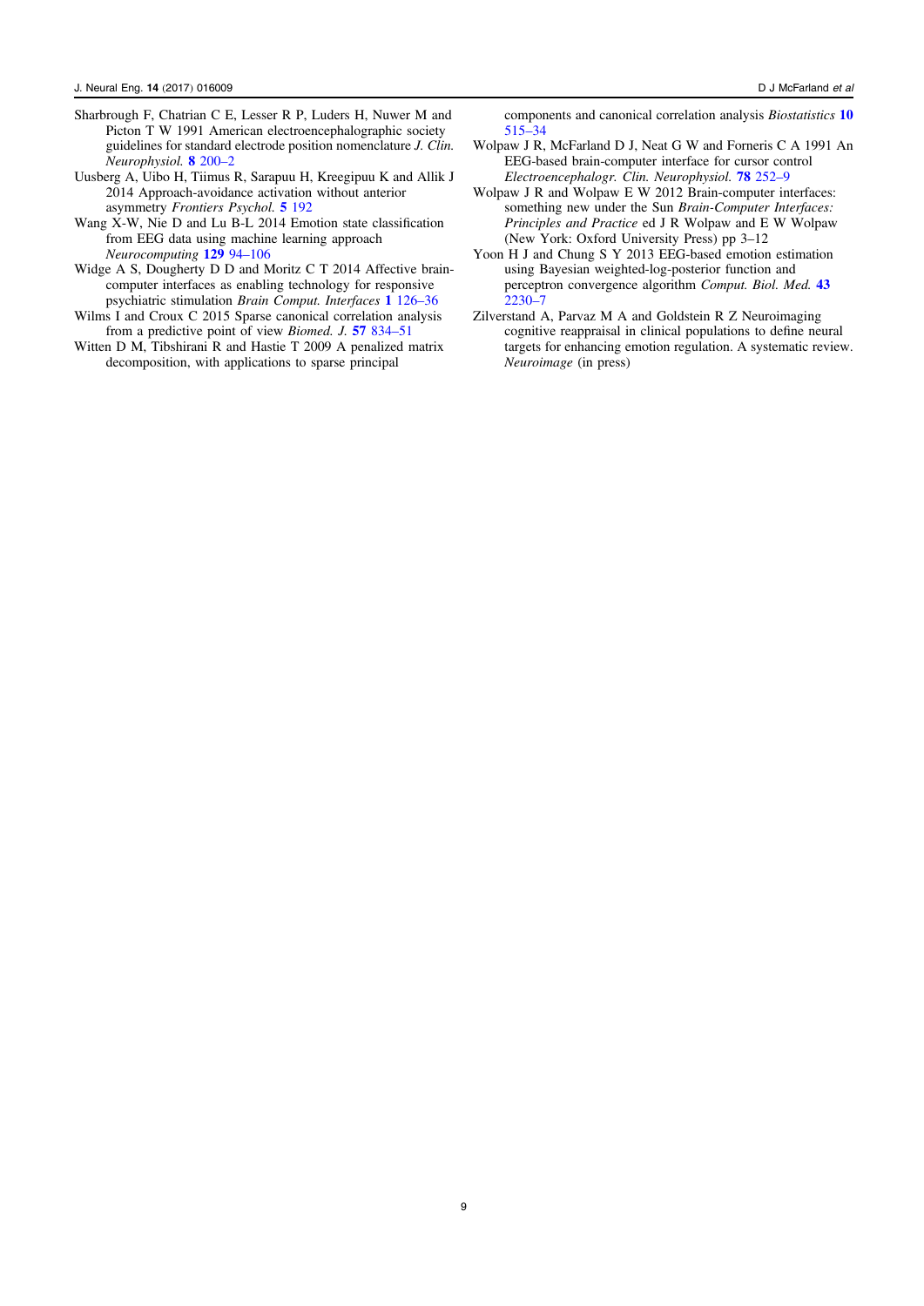Sharbrough F, Chatrian C E, Lesser R P, Luders H, Nuwer M and Picton T W 1991 American electroencephalographic society guidelines for standard electrode position nomenclature *J. Clin. Neurophysiol.* **8** 200–2

Uusberg A, Uibo H, Tiimus R, Sarapuu H, Kreegipuu K and Allik J 2014 Approach-avoidance activation without anterior asymmetry *Frontiers Psychol.* **5** 192

Wang X-W, Nie D and Lu B-L 2014 Emotion state classification from EEG data using machine learning approach *Neurocomputing* **129** 94–106

Widge A S, Dougherty D D and Moritz C T 2014 Affective brain-computer interfaces as enabling technology for responsive psychiatric stimulation *Brain Comput. Interfaces* **1** 126–36

Wilms I and Croux C 2015 Sparse canonical correlation analysis from a predictive point of view *Biomed. J.* **57** 834–51

Witten D M, Tibshirani R and Hastie T 2009 A penalized matrix decomposition, with applications to sparse principal components and canonical correlation analysis *Biostatistics* **10** 515–34

Wolpaw J R, McFarland D J, Neat G W and Forneris C A 1991 An EEG-based brain-computer interface for cursor control *Electroencephalogr. Clin. Neurophysiol.* **78** 252–9

Wolpaw J R and Wolpaw E W 2012 Brain-computer interfaces: something new under the Sun *Brain-Computer Interfaces: Principles and Practice* ed J R Wolpaw and E W Wolpaw (New York: Oxford University Press) pp 3–12

Yoon H J and Chung S Y 2013 EEG-based emotion estimation using Bayesian weighted-log-posterior function and perceptron convergence algorithm *Comput. Biol. Med.* **43** 2230–7

Zilverstand A, Parvaz M A and Goldstein R Z Neuroimaging cognitive reappraisal in clinical populations to define neural targets for enhancing emotion regulation. A systematic review. *Neuroimage* (in press)